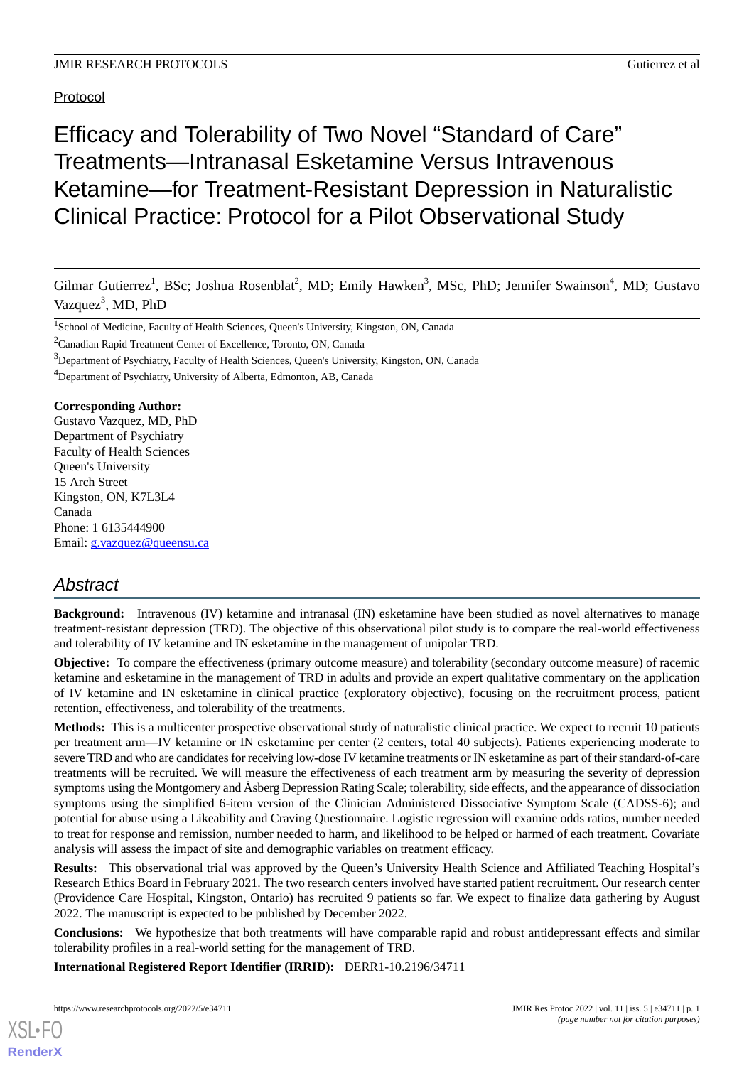Protocol

# Efficacy and Tolerability of Two Novel "Standard of Care" Treatments—Intranasal Esketamine Versus Intravenous Ketamine—for Treatment-Resistant Depression in Naturalistic Clinical Practice: Protocol for a Pilot Observational Study

Gilmar Gutierrez[1], BSc; Joshua Rosenblat[2], MD; Emily Hawken[3], MSc, PhD; Jennifer Swainson[4], MD; Gustavo Vazquez[3], MD, PhD

[1]School of Medicine, Faculty of Health Sciences, Queen's University, Kingston, ON, Canada

[2]Canadian Rapid Treatment Center of Excellence, Toronto, ON, Canada

[3]Department of Psychiatry, Faculty of Health Sciences, Queen's University, Kingston, ON, Canada

[4]Department of Psychiatry, University of Alberta, Edmonton, AB, Canada

**Corresponding Author:**
Gustavo Vazquez, MD, PhD
Department of Psychiatry
Faculty of Health Sciences
Queen's University
15 Arch Street
Kingston, ON, K7L3L4
Canada
Phone: 1 6135444900
Email: g.vazquez@queensu.ca

## Abstract

**Background:** Intravenous (IV) ketamine and intranasal (IN) esketamine have been studied as novel alternatives to manage treatment-resistant depression (TRD). The objective of this observational pilot study is to compare the real-world effectiveness and tolerability of IV ketamine and IN esketamine in the management of unipolar TRD.

**Objective:** To compare the effectiveness (primary outcome measure) and tolerability (secondary outcome measure) of racemic ketamine and esketamine in the management of TRD in adults and provide an expert qualitative commentary on the application of IV ketamine and IN esketamine in clinical practice (exploratory objective), focusing on the recruitment process, patient retention, effectiveness, and tolerability of the treatments.

**Methods:** This is a multicenter prospective observational study of naturalistic clinical practice. We expect to recruit 10 patients per treatment arm—IV ketamine or IN esketamine per center (2 centers, total 40 subjects). Patients experiencing moderate to severe TRD and who are candidates for receiving low-dose IV ketamine treatments or IN esketamine as part of their standard-of-care treatments will be recruited. We will measure the effectiveness of each treatment arm by measuring the severity of depression symptoms using the Montgomery and Åsberg Depression Rating Scale; tolerability, side effects, and the appearance of dissociation symptoms using the simplified 6-item version of the Clinician Administered Dissociative Symptom Scale (CADSS-6); and potential for abuse using a Likeability and Craving Questionnaire. Logistic regression will examine odds ratios, number needed to treat for response and remission, number needed to harm, and likelihood to be helped or harmed of each treatment. Covariate analysis will assess the impact of site and demographic variables on treatment efficacy.

**Results:** This observational trial was approved by the Queen's University Health Science and Affiliated Teaching Hospital's Research Ethics Board in February 2021. The two research centers involved have started patient recruitment. Our research center (Providence Care Hospital, Kingston, Ontario) has recruited 9 patients so far. We expect to finalize data gathering by August 2022. The manuscript is expected to be published by December 2022.

**Conclusions:** We hypothesize that both treatments will have comparable rapid and robust antidepressant effects and similar tolerability profiles in a real-world setting for the management of TRD.

**International Registered Report Identifier (IRRID):** DERR1-10.2196/34711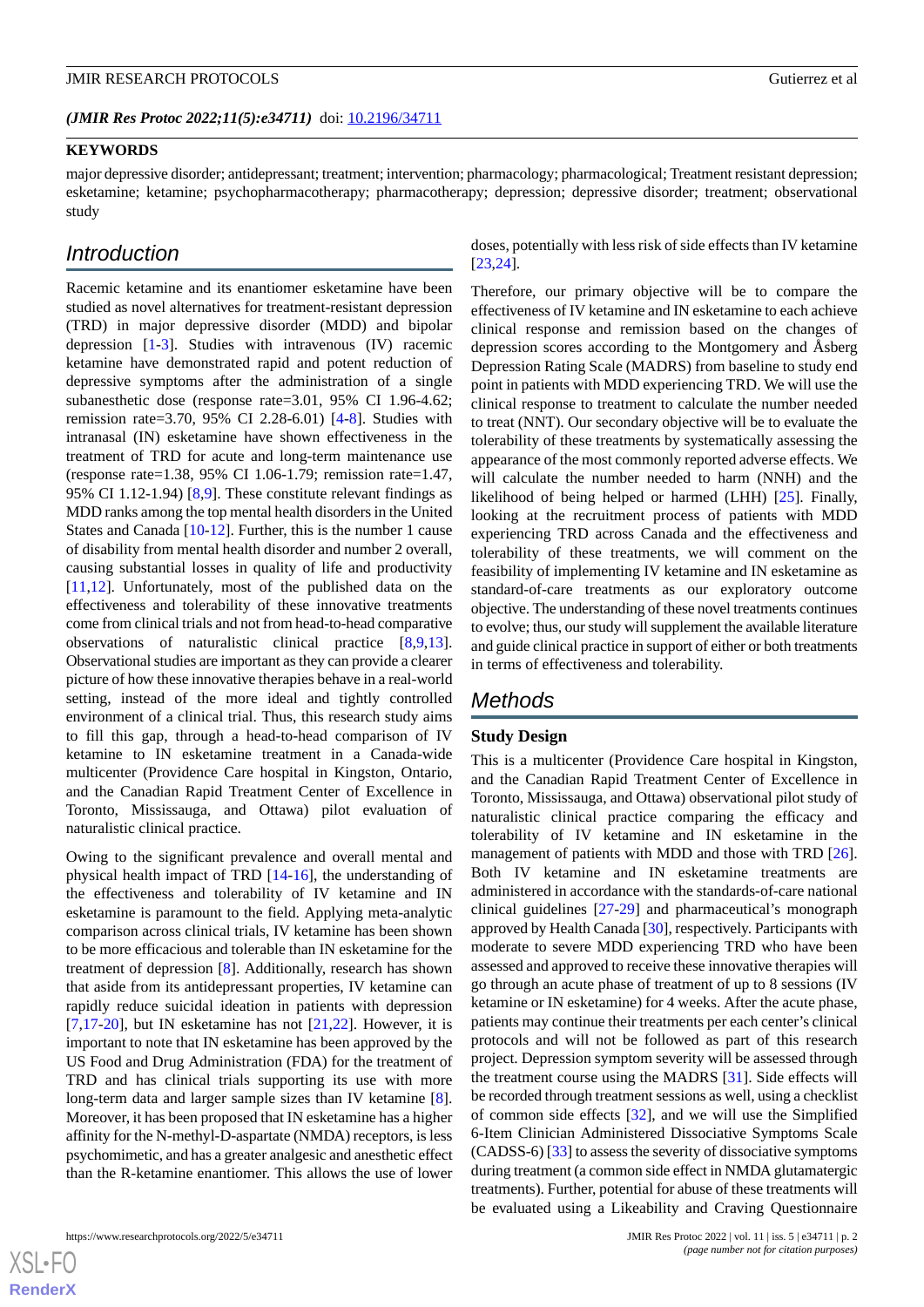*(JMIR Res Protoc 2022;11(5):e34711)* doi: 10.2196/34711

## KEYWORDS

major depressive disorder; antidepressant; treatment; intervention; pharmacology; pharmacological; Treatment resistant depression; esketamine; ketamine; psychopharmacotherapy; pharmacotherapy; depression; depressive disorder; treatment; observational study

## Introduction

Racemic ketamine and its enantiomer esketamine have been studied as novel alternatives for treatment-resistant depression (TRD) in major depressive disorder (MDD) and bipolar depression [1-3]. Studies with intravenous (IV) racemic ketamine have demonstrated rapid and potent reduction of depressive symptoms after the administration of a single subanesthetic dose (response rate=3.01, 95% CI 1.96-4.62; remission rate=3.70, 95% CI 2.28-6.01) [4-8]. Studies with intranasal (IN) esketamine have shown effectiveness in the treatment of TRD for acute and long-term maintenance use (response rate=1.38, 95% CI 1.06-1.79; remission rate=1.47, 95% CI 1.12-1.94) [8,9]. These constitute relevant findings as MDD ranks among the top mental health disorders in the United States and Canada [10-12]. Further, this is the number 1 cause of disability from mental health disorder and number 2 overall, causing substantial losses in quality of life and productivity [11,12]. Unfortunately, most of the published data on the effectiveness and tolerability of these innovative treatments come from clinical trials and not from head-to-head comparative observations of naturalistic clinical practice [8,9,13]. Observational studies are important as they can provide a clearer picture of how these innovative therapies behave in a real-world setting, instead of the more ideal and tightly controlled environment of a clinical trial. Thus, this research study aims to fill this gap, through a head-to-head comparison of IV ketamine to IN esketamine treatment in a Canada-wide multicenter (Providence Care hospital in Kingston, Ontario, and the Canadian Rapid Treatment Center of Excellence in Toronto, Mississauga, and Ottawa) pilot evaluation of naturalistic clinical practice.

Owing to the significant prevalence and overall mental and physical health impact of TRD [14-16], the understanding of the effectiveness and tolerability of IV ketamine and IN esketamine is paramount to the field. Applying meta-analytic comparison across clinical trials, IV ketamine has been shown to be more efficacious and tolerable than IN esketamine for the treatment of depression [8]. Additionally, research has shown that aside from its antidepressant properties, IV ketamine can rapidly reduce suicidal ideation in patients with depression [7,17-20], but IN esketamine has not [21,22]. However, it is important to note that IN esketamine has been approved by the US Food and Drug Administration (FDA) for the treatment of TRD and has clinical trials supporting its use with more long-term data and larger sample sizes than IV ketamine [8]. Moreover, it has been proposed that IN esketamine has a higher affinity for the N-methyl-D-aspartate (NMDA) receptors, is less psychomimetic, and has a greater analgesic and anesthetic effect than the R-ketamine enantiomer. This allows the use of lower doses, potentially with less risk of side effects than IV ketamine [23,24].

Therefore, our primary objective will be to compare the effectiveness of IV ketamine and IN esketamine to each achieve clinical response and remission based on the changes of depression scores according to the Montgomery and Åsberg Depression Rating Scale (MADRS) from baseline to study end point in patients with MDD experiencing TRD. We will use the clinical response to treatment to calculate the number needed to treat (NNT). Our secondary objective will be to evaluate the tolerability of these treatments by systematically assessing the appearance of the most commonly reported adverse effects. We will calculate the number needed to harm (NNH) and the likelihood of being helped or harmed (LHH) [25]. Finally, looking at the recruitment process of patients with MDD experiencing TRD across Canada and the effectiveness and tolerability of these treatments, we will comment on the feasibility of implementing IV ketamine and IN esketamine as standard-of-care treatments as our exploratory outcome objective. The understanding of these novel treatments continues to evolve; thus, our study will supplement the available literature and guide clinical practice in support of either or both treatments in terms of effectiveness and tolerability.

## Methods

### Study Design

This is a multicenter (Providence Care hospital in Kingston, and the Canadian Rapid Treatment Center of Excellence in Toronto, Mississauga, and Ottawa) observational pilot study of naturalistic clinical practice comparing the efficacy and tolerability of IV ketamine and IN esketamine in the management of patients with MDD and those with TRD [26]. Both IV ketamine and IN esketamine treatments are administered in accordance with the standards-of-care national clinical guidelines [27-29] and pharmaceutical's monograph approved by Health Canada [30], respectively. Participants with moderate to severe MDD experiencing TRD who have been assessed and approved to receive these innovative therapies will go through an acute phase of treatment of up to 8 sessions (IV ketamine or IN esketamine) for 4 weeks. After the acute phase, patients may continue their treatments per each center's clinical protocols and will not be followed as part of this research project. Depression symptom severity will be assessed through the treatment course using the MADRS [31]. Side effects will be recorded through treatment sessions as well, using a checklist of common side effects [32], and we will use the Simplified 6-Item Clinician Administered Dissociative Symptoms Scale (CADSS-6) [33] to assess the severity of dissociative symptoms during treatment (a common side effect in NMDA glutamatergic treatments). Further, potential for abuse of these treatments will be evaluated using a Likeability and Craving Questionnaire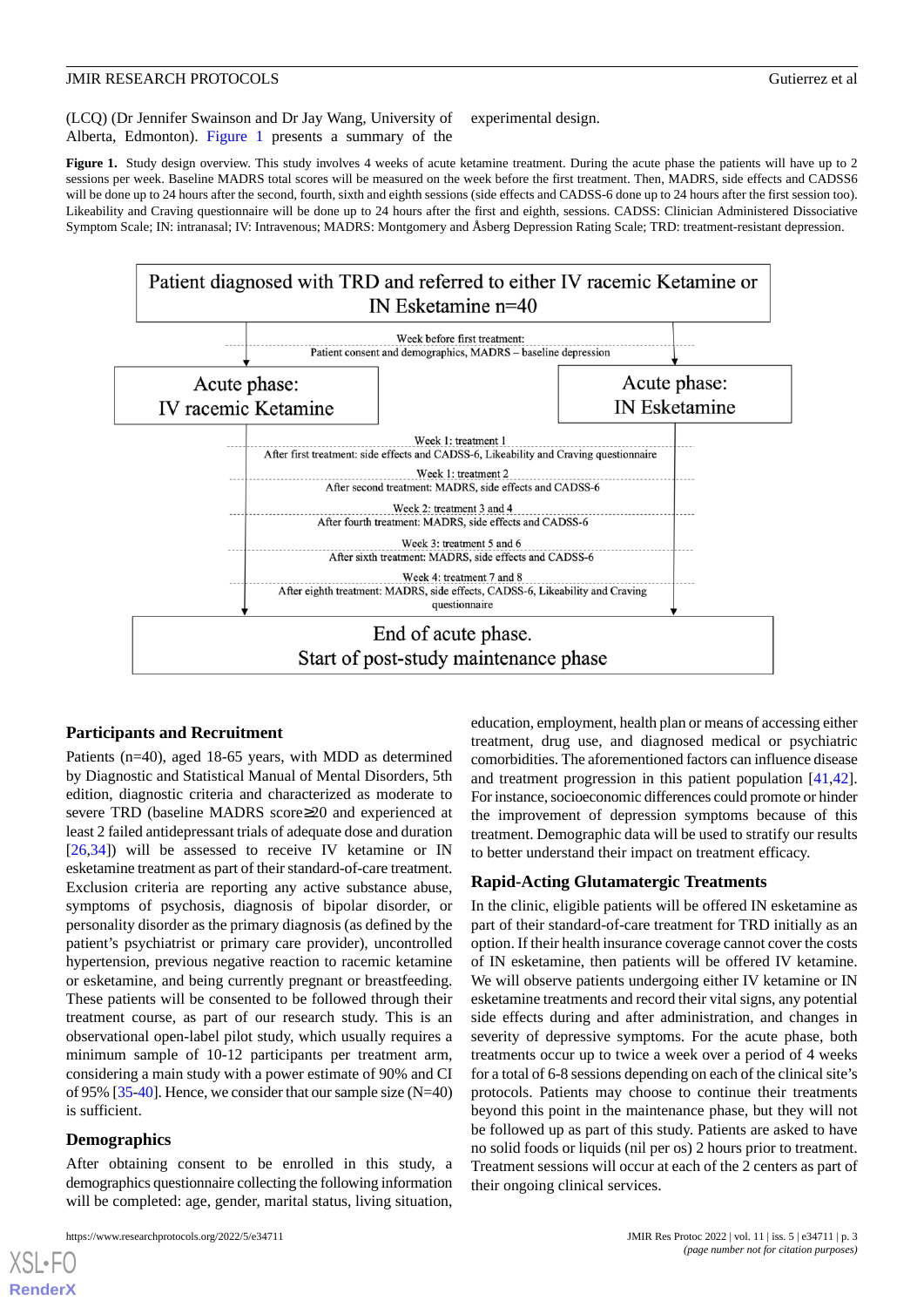(LCQ) (Dr Jennifer Swainson and Dr Jay Wang, University of Alberta, Edmonton). Figure 1 presents a summary of the experimental design.

**Figure 1.** Study design overview. This study involves 4 weeks of acute ketamine treatment. During the acute phase the patients will have up to 2 sessions per week. Baseline MADRS total scores will be measured on the week before the first treatment. Then, MADRS, side effects and CADSS6 will be done up to 24 hours after the second, fourth, sixth and eighth sessions (side effects and CADSS-6 done up to 24 hours after the first session too). Likeability and Craving questionnaire will be done up to 24 hours after the first and eighth, sessions. CADSS: Clinician Administered Dissociative Symptom Scale; IN: intranasal; IV: Intravenous; MADRS: Montgomery and Åsberg Depression Rating Scale; TRD: treatment-resistant depression.

Patient diagnosed with TRD and referred to either IV racemic Ketamine or IN Esketamine n=40

Week before first treatment:
Patient consent and demographics, MADRS – baseline depression

Acute phase: IV racemic Ketamine | Acute phase: IN Esketamine

Week 1: treatment 1
After first treatment: side effects and CADSS-6, Likeability and Craving questionnaire

Week 1: treatment 2
After second treatment: MADRS, side effects and CADSS-6

Week 2: treatment 3 and 4
After fourth treatment: MADRS, side effects and CADSS-6

Week 3: treatment 5 and 6
After sixth treatment: MADRS, side effects and CADSS-6

Week 4: treatment 7 and 8
After eighth treatment: MADRS, side effects, CADSS-6, Likeability and Craving questionnaire

End of acute phase.
Start of post-study maintenance phase

### Participants and Recruitment

Patients (n=40), aged 18-65 years, with MDD as determined by Diagnostic and Statistical Manual of Mental Disorders, 5th edition, diagnostic criteria and characterized as moderate to severe TRD (baseline MADRS score≥20 and experienced at least 2 failed antidepressant trials of adequate dose and duration [26,34]) will be assessed to receive IV ketamine or IN esketamine treatment as part of their standard-of-care treatment. Exclusion criteria are reporting any active substance abuse, symptoms of psychosis, diagnosis of bipolar disorder, or personality disorder as the primary diagnosis (as defined by the patient's psychiatrist or primary care provider), uncontrolled hypertension, previous negative reaction to racemic ketamine or esketamine, and being currently pregnant or breastfeeding. These patients will be consented to be followed through their treatment course, as part of our research study. This is an observational open-label pilot study, which usually requires a minimum sample of 10-12 participants per treatment arm, considering a main study with a power estimate of 90% and CI of 95% [35-40]. Hence, we consider that our sample size (N=40) is sufficient.

### Demographics

After obtaining consent to be enrolled in this study, a demographics questionnaire collecting the following information will be completed: age, gender, marital status, living situation, education, employment, health plan or means of accessing either treatment, drug use, and diagnosed medical or psychiatric comorbidities. The aforementioned factors can influence disease and treatment progression in this patient population [41,42]. For instance, socioeconomic differences could promote or hinder the improvement of depression symptoms because of this treatment. Demographic data will be used to stratify our results to better understand their impact on treatment efficacy.

### Rapid-Acting Glutamatergic Treatments

In the clinic, eligible patients will be offered IN esketamine as part of their standard-of-care treatment for TRD initially as an option. If their health insurance coverage cannot cover the costs of IN esketamine, then patients will be offered IV ketamine. We will observe patients undergoing either IV ketamine or IN esketamine treatments and record their vital signs, any potential side effects during and after administration, and changes in severity of depressive symptoms. For the acute phase, both treatments occur up to twice a week over a period of 4 weeks for a total of 6-8 sessions depending on each of the clinical site's protocols. Patients may choose to continue their treatments beyond this point in the maintenance phase, but they will not be followed up as part of this study. Patients are asked to have no solid foods or liquids (nil per os) 2 hours prior to treatment. Treatment sessions will occur at each of the 2 centers as part of their ongoing clinical services.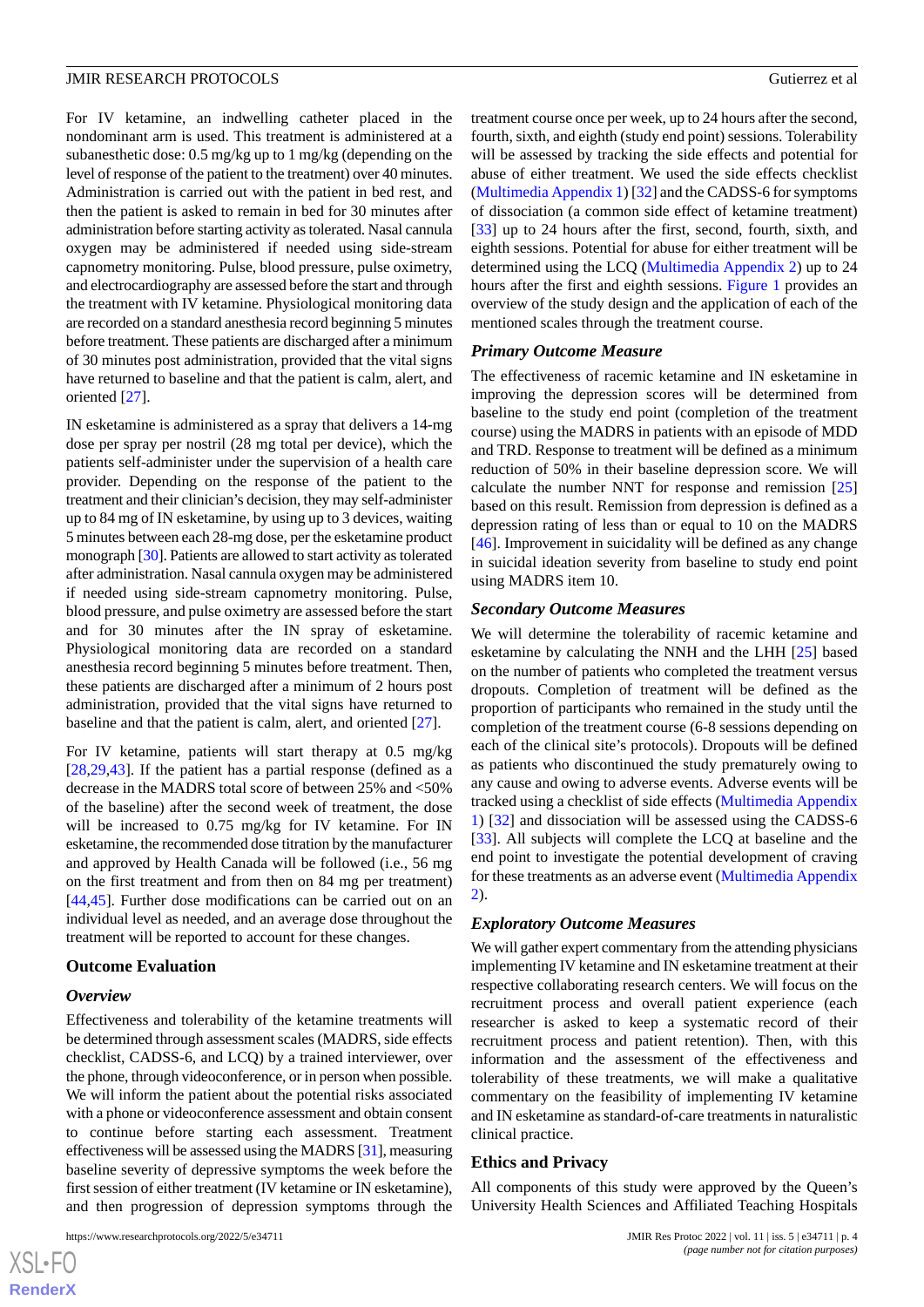For IV ketamine, an indwelling catheter placed in the nondominant arm is used. This treatment is administered at a subanesthetic dose: 0.5 mg/kg up to 1 mg/kg (depending on the level of response of the patient to the treatment) over 40 minutes. Administration is carried out with the patient in bed rest, and then the patient is asked to remain in bed for 30 minutes after administration before starting activity as tolerated. Nasal cannula oxygen may be administered if needed using side-stream capnometry monitoring. Pulse, blood pressure, pulse oximetry, and electrocardiography are assessed before the start and through the treatment with IV ketamine. Physiological monitoring data are recorded on a standard anesthesia record beginning 5 minutes before treatment. These patients are discharged after a minimum of 30 minutes post administration, provided that the vital signs have returned to baseline and that the patient is calm, alert, and oriented [27].

IN esketamine is administered as a spray that delivers a 14-mg dose per spray per nostril (28 mg total per device), which the patients self-administer under the supervision of a health care provider. Depending on the response of the patient to the treatment and their clinician's decision, they may self-administer up to 84 mg of IN esketamine, by using up to 3 devices, waiting 5 minutes between each 28-mg dose, per the esketamine product monograph [30]. Patients are allowed to start activity as tolerated after administration. Nasal cannula oxygen may be administered if needed using side-stream capnometry monitoring. Pulse, blood pressure, and pulse oximetry are assessed before the start and for 30 minutes after the IN spray of esketamine. Physiological monitoring data are recorded on a standard anesthesia record beginning 5 minutes before treatment. Then, these patients are discharged after a minimum of 2 hours post administration, provided that the vital signs have returned to baseline and that the patient is calm, alert, and oriented [27].

For IV ketamine, patients will start therapy at 0.5 mg/kg [28,29,43]. If the patient has a partial response (defined as a decrease in the MADRS total score of between 25% and <50% of the baseline) after the second week of treatment, the dose will be increased to 0.75 mg/kg for IV ketamine. For IN esketamine, the recommended dose titration by the manufacturer and approved by Health Canada will be followed (i.e., 56 mg on the first treatment and from then on 84 mg per treatment) [44,45]. Further dose modifications can be carried out on an individual level as needed, and an average dose throughout the treatment will be reported to account for these changes.

## Outcome Evaluation

### Overview

Effectiveness and tolerability of the ketamine treatments will be determined through assessment scales (MADRS, side effects checklist, CADSS-6, and LCQ) by a trained interviewer, over the phone, through videoconference, or in person when possible. We will inform the patient about the potential risks associated with a phone or videoconference assessment and obtain consent to continue before starting each assessment. Treatment effectiveness will be assessed using the MADRS [31], measuring baseline severity of depressive symptoms the week before the first session of either treatment (IV ketamine or IN esketamine), and then progression of depression symptoms through the treatment course once per week, up to 24 hours after the second, fourth, sixth, and eighth (study end point) sessions. Tolerability will be assessed by tracking the side effects and potential for abuse of either treatment. We used the side effects checklist (Multimedia Appendix 1) [32] and the CADSS-6 for symptoms of dissociation (a common side effect of ketamine treatment) [33] up to 24 hours after the first, second, fourth, sixth, and eighth sessions. Potential for abuse for either treatment will be determined using the LCQ (Multimedia Appendix 2) up to 24 hours after the first and eighth sessions. Figure 1 provides an overview of the study design and the application of each of the mentioned scales through the treatment course.

### Primary Outcome Measure

The effectiveness of racemic ketamine and IN esketamine in improving the depression scores will be determined from baseline to the study end point (completion of the treatment course) using the MADRS in patients with an episode of MDD and TRD. Response to treatment will be defined as a minimum reduction of 50% in their baseline depression score. We will calculate the number NNT for response and remission [25] based on this result. Remission from depression is defined as a depression rating of less than or equal to 10 on the MADRS [46]. Improvement in suicidality will be defined as any change in suicidal ideation severity from baseline to study end point using MADRS item 10.

### Secondary Outcome Measures

We will determine the tolerability of racemic ketamine and esketamine by calculating the NNH and the LHH [25] based on the number of patients who completed the treatment versus dropouts. Completion of treatment will be defined as the proportion of participants who remained in the study until the completion of the treatment course (6-8 sessions depending on each of the clinical site's protocols). Dropouts will be defined as patients who discontinued the study prematurely owing to any cause and owing to adverse events. Adverse events will be tracked using a checklist of side effects (Multimedia Appendix 1) [32] and dissociation will be assessed using the CADSS-6 [33]. All subjects will complete the LCQ at baseline and the end point to investigate the potential development of craving for these treatments as an adverse event (Multimedia Appendix 2).

### Exploratory Outcome Measures

We will gather expert commentary from the attending physicians implementing IV ketamine and IN esketamine treatment at their respective collaborating research centers. We will focus on the recruitment process and overall patient experience (each researcher is asked to keep a systematic record of their recruitment process and patient retention). Then, with this information and the assessment of the effectiveness and tolerability of these treatments, we will make a qualitative commentary on the feasibility of implementing IV ketamine and IN esketamine as standard-of-care treatments in naturalistic clinical practice.

## Ethics and Privacy

All components of this study were approved by the Queen's University Health Sciences and Affiliated Teaching Hospitals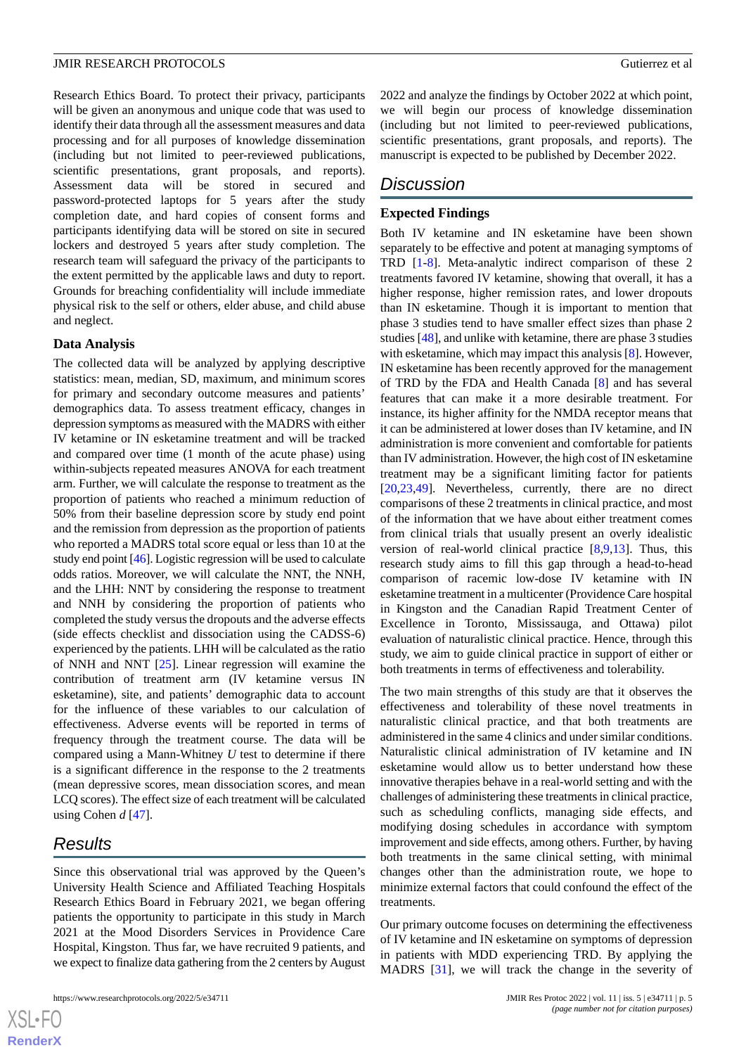Research Ethics Board. To protect their privacy, participants will be given an anonymous and unique code that was used to identify their data through all the assessment measures and data processing and for all purposes of knowledge dissemination (including but not limited to peer-reviewed publications, scientific presentations, grant proposals, and reports). Assessment data will be stored in secured and password-protected laptops for 5 years after the study completion date, and hard copies of consent forms and participants identifying data will be stored on site in secured lockers and destroyed 5 years after study completion. The research team will safeguard the privacy of the participants to the extent permitted by the applicable laws and duty to report. Grounds for breaching confidentiality will include immediate physical risk to the self or others, elder abuse, and child abuse and neglect.

### Data Analysis

The collected data will be analyzed by applying descriptive statistics: mean, median, SD, maximum, and minimum scores for primary and secondary outcome measures and patients' demographics data. To assess treatment efficacy, changes in depression symptoms as measured with the MADRS with either IV ketamine or IN esketamine treatment and will be tracked and compared over time (1 month of the acute phase) using within-subjects repeated measures ANOVA for each treatment arm. Further, we will calculate the response to treatment as the proportion of patients who reached a minimum reduction of 50% from their baseline depression score by study end point and the remission from depression as the proportion of patients who reported a MADRS total score equal or less than 10 at the study end point [46]. Logistic regression will be used to calculate odds ratios. Moreover, we will calculate the NNT, the NNH, and the LHH: NNT by considering the response to treatment and NNH by considering the proportion of patients who completed the study versus the dropouts and the adverse effects (side effects checklist and dissociation using the CADSS-6) experienced by the patients. LHH will be calculated as the ratio of NNH and NNT [25]. Linear regression will examine the contribution of treatment arm (IV ketamine versus IN esketamine), site, and patients' demographic data to account for the influence of these variables to our calculation of effectiveness. Adverse events will be reported in terms of frequency through the treatment course. The data will be compared using a Mann-Whitney *U* test to determine if there is a significant difference in the response to the 2 treatments (mean depressive scores, mean dissociation scores, and mean LCQ scores). The effect size of each treatment will be calculated using Cohen *d* [47].

## Results

Since this observational trial was approved by the Queen's University Health Science and Affiliated Teaching Hospitals Research Ethics Board in February 2021, we began offering patients the opportunity to participate in this study in March 2021 at the Mood Disorders Services in Providence Care Hospital, Kingston. Thus far, we have recruited 9 patients, and we expect to finalize data gathering from the 2 centers by August 2022 and analyze the findings by October 2022 at which point, we will begin our process of knowledge dissemination (including but not limited to peer-reviewed publications, scientific presentations, grant proposals, and reports). The manuscript is expected to be published by December 2022.

## Discussion

### Expected Findings

Both IV ketamine and IN esketamine have been shown separately to be effective and potent at managing symptoms of TRD [1-8]. Meta-analytic indirect comparison of these 2 treatments favored IV ketamine, showing that overall, it has a higher response, higher remission rates, and lower dropouts than IN esketamine. Though it is important to mention that phase 3 studies tend to have smaller effect sizes than phase 2 studies [48], and unlike with ketamine, there are phase 3 studies with esketamine, which may impact this analysis [8]. However, IN esketamine has been recently approved for the management of TRD by the FDA and Health Canada [8] and has several features that can make it a more desirable treatment. For instance, its higher affinity for the NMDA receptor means that it can be administered at lower doses than IV ketamine, and IN administration is more convenient and comfortable for patients than IV administration. However, the high cost of IN esketamine treatment may be a significant limiting factor for patients [20,23,49]. Nevertheless, currently, there are no direct comparisons of these 2 treatments in clinical practice, and most of the information that we have about either treatment comes from clinical trials that usually present an overly idealistic version of real-world clinical practice [8,9,13]. Thus, this research study aims to fill this gap through a head-to-head comparison of racemic low-dose IV ketamine with IN esketamine treatment in a multicenter (Providence Care hospital in Kingston and the Canadian Rapid Treatment Center of Excellence in Toronto, Mississauga, and Ottawa) pilot evaluation of naturalistic clinical practice. Hence, through this study, we aim to guide clinical practice in support of either or both treatments in terms of effectiveness and tolerability.

The two main strengths of this study are that it observes the effectiveness and tolerability of these novel treatments in naturalistic clinical practice, and that both treatments are administered in the same 4 clinics and under similar conditions. Naturalistic clinical administration of IV ketamine and IN esketamine would allow us to better understand how these innovative therapies behave in a real-world setting and with the challenges of administering these treatments in clinical practice, such as scheduling conflicts, managing side effects, and modifying dosing schedules in accordance with symptom improvement and side effects, among others. Further, by having both treatments in the same clinical setting, with minimal changes other than the administration route, we hope to minimize external factors that could confound the effect of the treatments.

Our primary outcome focuses on determining the effectiveness of IV ketamine and IN esketamine on symptoms of depression in patients with MDD experiencing TRD. By applying the MADRS [31], we will track the change in the severity of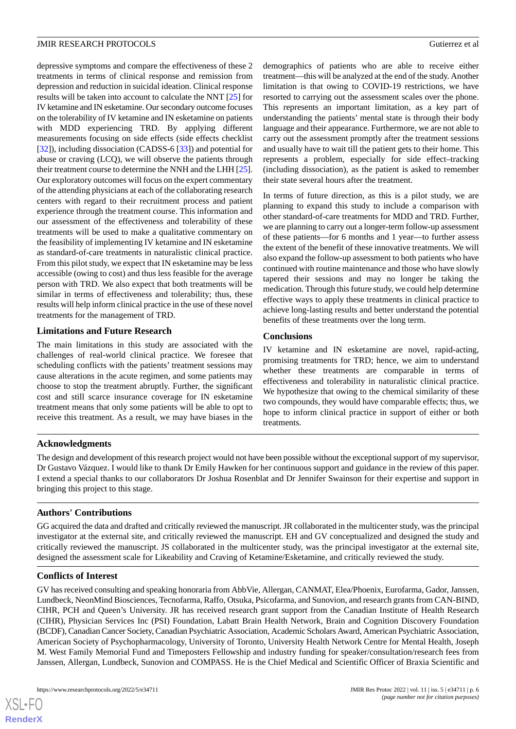depressive symptoms and compare the effectiveness of these 2 treatments in terms of clinical response and remission from depression and reduction in suicidal ideation. Clinical response results will be taken into account to calculate the NNT [25] for IV ketamine and IN esketamine. Our secondary outcome focuses on the tolerability of IV ketamine and IN esketamine on patients with MDD experiencing TRD. By applying different measurements focusing on side effects (side effects checklist [32]), including dissociation (CADSS-6 [33]) and potential for abuse or craving (LCQ), we will observe the patients through their treatment course to determine the NNH and the LHH [25]. Our exploratory outcomes will focus on the expert commentary of the attending physicians at each of the collaborating research centers with regard to their recruitment process and patient experience through the treatment course. This information and our assessment of the effectiveness and tolerability of these treatments will be used to make a qualitative commentary on the feasibility of implementing IV ketamine and IN esketamine as standard-of-care treatments in naturalistic clinical practice. From this pilot study, we expect that IN esketamine may be less accessible (owing to cost) and thus less feasible for the average person with TRD. We also expect that both treatments will be similar in terms of effectiveness and tolerability; thus, these results will help inform clinical practice in the use of these novel treatments for the management of TRD.

### Limitations and Future Research

The main limitations in this study are associated with the challenges of real-world clinical practice. We foresee that scheduling conflicts with the patients' treatment sessions may cause alterations in the acute regimen, and some patients may choose to stop the treatment abruptly. Further, the significant cost and still scarce insurance coverage for IN esketamine treatment means that only some patients will be able to opt to receive this treatment. As a result, we may have biases in the demographics of patients who are able to receive either treatment—this will be analyzed at the end of the study. Another limitation is that owing to COVID-19 restrictions, we have resorted to carrying out the assessment scales over the phone. This represents an important limitation, as a key part of understanding the patients' mental state is through their body language and their appearance. Furthermore, we are not able to carry out the assessment promptly after the treatment sessions and usually have to wait till the patient gets to their home. This represents a problem, especially for side effect–tracking (including dissociation), as the patient is asked to remember their state several hours after the treatment.

In terms of future direction, as this is a pilot study, we are planning to expand this study to include a comparison with other standard-of-care treatments for MDD and TRD. Further, we are planning to carry out a longer-term follow-up assessment of these patients—for 6 months and 1 year—to further assess the extent of the benefit of these innovative treatments. We will also expand the follow-up assessment to both patients who have continued with routine maintenance and those who have slowly tapered their sessions and may no longer be taking the medication. Through this future study, we could help determine effective ways to apply these treatments in clinical practice to achieve long-lasting results and better understand the potential benefits of these treatments over the long term.

### Conclusions

IV ketamine and IN esketamine are novel, rapid-acting, promising treatments for TRD; hence, we aim to understand whether these treatments are comparable in terms of effectiveness and tolerability in naturalistic clinical practice. We hypothesize that owing to the chemical similarity of these two compounds, they would have comparable effects; thus, we hope to inform clinical practice in support of either or both treatments.

## Acknowledgments

The design and development of this research project would not have been possible without the exceptional support of my supervisor, Dr Gustavo Vázquez. I would like to thank Dr Emily Hawken for her continuous support and guidance in the review of this paper. I extend a special thanks to our collaborators Dr Joshua Rosenblat and Dr Jennifer Swainson for their expertise and support in bringing this project to this stage.

## Authors' Contributions

GG acquired the data and drafted and critically reviewed the manuscript. JR collaborated in the multicenter study, was the principal investigator at the external site, and critically reviewed the manuscript. EH and GV conceptualized and designed the study and critically reviewed the manuscript. JS collaborated in the multicenter study, was the principal investigator at the external site, designed the assessment scale for Likeability and Craving of Ketamine/Esketamine, and critically reviewed the study.

## Conflicts of Interest

GV has received consulting and speaking honoraria from AbbVie, Allergan, CANMAT, Elea/Phoenix, Eurofarma, Gador, Janssen, Lundbeck, NeonMind Biosciences, Tecnofarma, Raffo, Otsuka, Psicofarma, and Sunovion, and research grants from CAN-BIND, CIHR, PCH and Queen's University. JR has received research grant support from the Canadian Institute of Health Research (CIHR), Physician Services Inc (PSI) Foundation, Labatt Brain Health Network, Brain and Cognition Discovery Foundation (BCDF), Canadian Cancer Society, Canadian Psychiatric Association, Academic Scholars Award, American Psychiatric Association, American Society of Psychopharmacology, University of Toronto, University Health Network Centre for Mental Health, Joseph M. West Family Memorial Fund and Timeposters Fellowship and industry funding for speaker/consultation/research fees from Janssen, Allergan, Lundbeck, Sunovion and COMPASS. He is the Chief Medical and Scientific Officer of Braxia Scientific and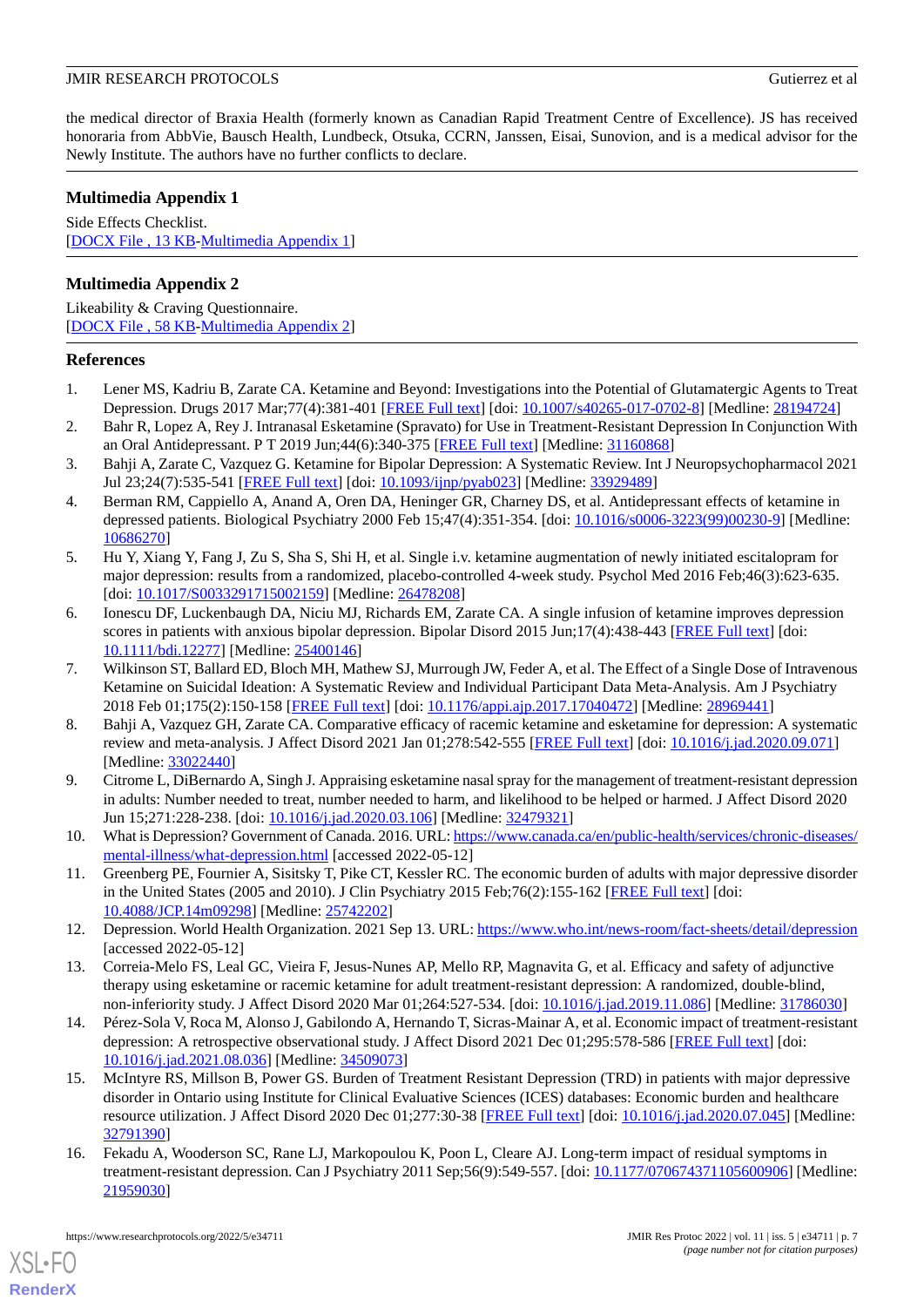the medical director of Braxia Health (formerly known as Canadian Rapid Treatment Centre of Excellence). JS has received honoraria from AbbVie, Bausch Health, Lundbeck, Otsuka, CCRN, Janssen, Eisai, Sunovion, and is a medical advisor for the Newly Institute. The authors have no further conflicts to declare.

## Multimedia Appendix 1

Side Effects Checklist.
[DOCX File , 13 KB-Multimedia Appendix 1]

## Multimedia Appendix 2

Likeability & Craving Questionnaire.
[DOCX File , 58 KB-Multimedia Appendix 2]

## References

1. Lener MS, Kadriu B, Zarate CA. Ketamine and Beyond: Investigations into the Potential of Glutamatergic Agents to Treat Depression. Drugs 2017 Mar;77(4):381-401 [FREE Full text] [doi: 10.1007/s40265-017-0702-8] [Medline: 28194724]
2. Bahr R, Lopez A, Rey J. Intranasal Esketamine (Spravato) for Use in Treatment-Resistant Depression In Conjunction With an Oral Antidepressant. P T 2019 Jun;44(6):340-375 [FREE Full text] [Medline: 31160868]
3. Bahji A, Zarate C, Vazquez G. Ketamine for Bipolar Depression: A Systematic Review. Int J Neuropsychopharmacol 2021 Jul 23;24(7):535-541 [FREE Full text] [doi: 10.1093/ijnp/pyab023] [Medline: 33929489]
4. Berman RM, Cappiello A, Anand A, Oren DA, Heninger GR, Charney DS, et al. Antidepressant effects of ketamine in depressed patients. Biological Psychiatry 2000 Feb 15;47(4):351-354. [doi: 10.1016/s0006-3223(99)00230-9] [Medline: 10686270]
5. Hu Y, Xiang Y, Fang J, Zu S, Sha S, Shi H, et al. Single i.v. ketamine augmentation of newly initiated escitalopram for major depression: results from a randomized, placebo-controlled 4-week study. Psychol Med 2016 Feb;46(3):623-635. [doi: 10.1017/S0033291715002159] [Medline: 26478208]
6. Ionescu DF, Luckenbaugh DA, Niciu MJ, Richards EM, Zarate CA. A single infusion of ketamine improves depression scores in patients with anxious bipolar depression. Bipolar Disord 2015 Jun;17(4):438-443 [FREE Full text] [doi: 10.1111/bdi.12277] [Medline: 25400146]
7. Wilkinson ST, Ballard ED, Bloch MH, Mathew SJ, Murrough JW, Feder A, et al. The Effect of a Single Dose of Intravenous Ketamine on Suicidal Ideation: A Systematic Review and Individual Participant Data Meta-Analysis. Am J Psychiatry 2018 Feb 01;175(2):150-158 [FREE Full text] [doi: 10.1176/appi.ajp.2017.17040472] [Medline: 28969441]
8. Bahji A, Vazquez GH, Zarate CA. Comparative efficacy of racemic ketamine and esketamine for depression: A systematic review and meta-analysis. J Affect Disord 2021 Jan 01;278:542-555 [FREE Full text] [doi: 10.1016/j.jad.2020.09.071] [Medline: 33022440]
9. Citrome L, DiBernardo A, Singh J. Appraising esketamine nasal spray for the management of treatment-resistant depression in adults: Number needed to treat, number needed to harm, and likelihood to be helped or harmed. J Affect Disord 2020 Jun 15;271:228-238. [doi: 10.1016/j.jad.2020.03.106] [Medline: 32479321]
10. What is Depression? Government of Canada. 2016. URL: https://www.canada.ca/en/public-health/services/chronic-diseases/mental-illness/what-depression.html [accessed 2022-05-12]
11. Greenberg PE, Fournier A, Sisitsky T, Pike CT, Kessler RC. The economic burden of adults with major depressive disorder in the United States (2005 and 2010). J Clin Psychiatry 2015 Feb;76(2):155-162 [FREE Full text] [doi: 10.4088/JCP.14m09298] [Medline: 25742202]
12. Depression. World Health Organization. 2021 Sep 13. URL: https://www.who.int/news-room/fact-sheets/detail/depression [accessed 2022-05-12]
13. Correia-Melo FS, Leal GC, Vieira F, Jesus-Nunes AP, Mello RP, Magnavita G, et al. Efficacy and safety of adjunctive therapy using esketamine or racemic ketamine for adult treatment-resistant depression: A randomized, double-blind, non-inferiority study. J Affect Disord 2020 Mar 01;264:527-534. [doi: 10.1016/j.jad.2019.11.086] [Medline: 31786030]
14. Pérez-Sola V, Roca M, Alonso J, Gabilondo A, Hernando T, Sicras-Mainar A, et al. Economic impact of treatment-resistant depression: A retrospective observational study. J Affect Disord 2021 Dec 01;295:578-586 [FREE Full text] [doi: 10.1016/j.jad.2021.08.036] [Medline: 34509073]
15. McIntyre RS, Millson B, Power GS. Burden of Treatment Resistant Depression (TRD) in patients with major depressive disorder in Ontario using Institute for Clinical Evaluative Sciences (ICES) databases: Economic burden and healthcare resource utilization. J Affect Disord 2020 Dec 01;277:30-38 [FREE Full text] [doi: 10.1016/j.jad.2020.07.045] [Medline: 32791390]
16. Fekadu A, Wooderson SC, Rane LJ, Markopoulou K, Poon L, Cleare AJ. Long-term impact of residual symptoms in treatment-resistant depression. Can J Psychiatry 2011 Sep;56(9):549-557. [doi: 10.1177/070674371105600906] [Medline: 21959030]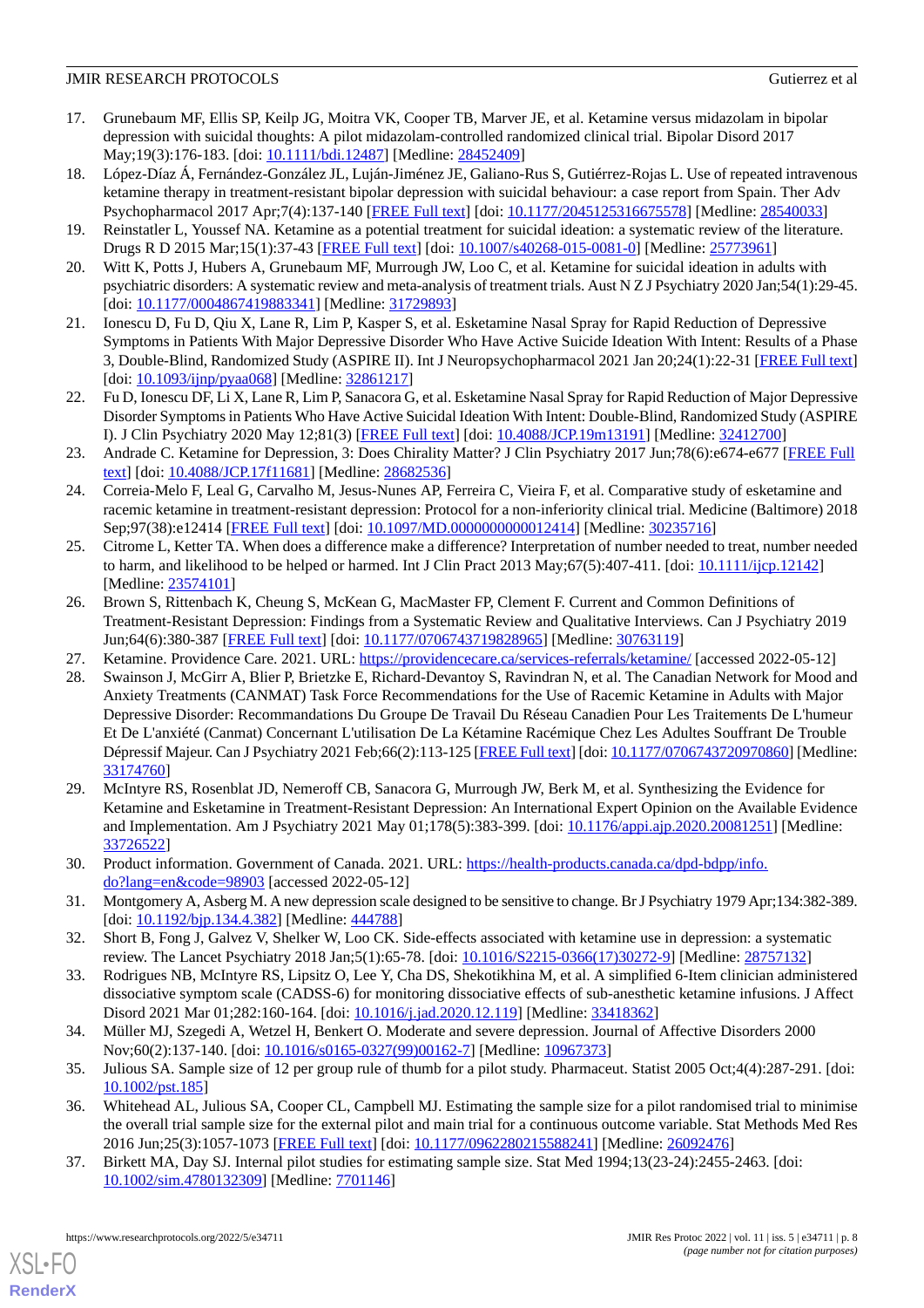17. Grunebaum MF, Ellis SP, Keilp JG, Moitra VK, Cooper TB, Marver JE, et al. Ketamine versus midazolam in bipolar depression with suicidal thoughts: A pilot midazolam-controlled randomized clinical trial. Bipolar Disord 2017 May;19(3):176-183. [doi: 10.1111/bdi.12487] [Medline: 28452409]
18. López-Díaz Á, Fernández-González JL, Luján-Jiménez JE, Galiano-Rus S, Gutiérrez-Rojas L. Use of repeated intravenous ketamine therapy in treatment-resistant bipolar depression with suicidal behaviour: a case report from Spain. Ther Adv Psychopharmacol 2017 Apr;7(4):137-140 [FREE Full text] [doi: 10.1177/2045125316675578] [Medline: 28540033]
19. Reinstatler L, Youssef NA. Ketamine as a potential treatment for suicidal ideation: a systematic review of the literature. Drugs R D 2015 Mar;15(1):37-43 [FREE Full text] [doi: 10.1007/s40268-015-0081-0] [Medline: 25773961]
20. Witt K, Potts J, Hubers A, Grunebaum MF, Murrough JW, Loo C, et al. Ketamine for suicidal ideation in adults with psychiatric disorders: A systematic review and meta-analysis of treatment trials. Aust N Z J Psychiatry 2020 Jan;54(1):29-45. [doi: 10.1177/0004867419883341] [Medline: 31729893]
21. Ionescu D, Fu D, Qiu X, Lane R, Lim P, Kasper S, et al. Esketamine Nasal Spray for Rapid Reduction of Depressive Symptoms in Patients With Major Depressive Disorder Who Have Active Suicide Ideation With Intent: Results of a Phase 3, Double-Blind, Randomized Study (ASPIRE II). Int J Neuropsychopharmacol 2021 Jan 20;24(1):22-31 [FREE Full text] [doi: 10.1093/ijnp/pyaa068] [Medline: 32861217]
22. Fu D, Ionescu DF, Li X, Lane R, Lim P, Sanacora G, et al. Esketamine Nasal Spray for Rapid Reduction of Major Depressive Disorder Symptoms in Patients Who Have Active Suicidal Ideation With Intent: Double-Blind, Randomized Study (ASPIRE I). J Clin Psychiatry 2020 May 12;81(3) [FREE Full text] [doi: 10.4088/JCP.19m13191] [Medline: 32412700]
23. Andrade C. Ketamine for Depression, 3: Does Chirality Matter? J Clin Psychiatry 2017 Jun;78(6):e674-e677 [FREE Full text] [doi: 10.4088/JCP.17f11681] [Medline: 28682536]
24. Correia-Melo F, Leal G, Carvalho M, Jesus-Nunes AP, Ferreira C, Vieira F, et al. Comparative study of esketamine and racemic ketamine in treatment-resistant depression: Protocol for a non-inferiority clinical trial. Medicine (Baltimore) 2018 Sep;97(38):e12414 [FREE Full text] [doi: 10.1097/MD.0000000000012414] [Medline: 30235716]
25. Citrome L, Ketter TA. When does a difference make a difference? Interpretation of number needed to treat, number needed to harm, and likelihood to be helped or harmed. Int J Clin Pract 2013 May;67(5):407-411. [doi: 10.1111/ijcp.12142] [Medline: 23574101]
26. Brown S, Rittenbach K, Cheung S, McKean G, MacMaster FP, Clement F. Current and Common Definitions of Treatment-Resistant Depression: Findings from a Systematic Review and Qualitative Interviews. Can J Psychiatry 2019 Jun;64(6):380-387 [FREE Full text] [doi: 10.1177/0706743719828965] [Medline: 30763119]
27. Ketamine. Providence Care. 2021. URL: https://providencecare.ca/services-referrals/ketamine/ [accessed 2022-05-12]
28. Swainson J, McGirr A, Blier P, Brietzke E, Richard-Devantoy S, Ravindran N, et al. The Canadian Network for Mood and Anxiety Treatments (CANMAT) Task Force Recommendations for the Use of Racemic Ketamine in Adults with Major Depressive Disorder: Recommandations Du Groupe De Travail Du Réseau Canadien Pour Les Traitements De L'humeur Et De L'anxiété (Canmat) Concernant L'utilisation De La Kétamine Racémique Chez Les Adultes Souffrant De Trouble Dépressif Majeur. Can J Psychiatry 2021 Feb;66(2):113-125 [FREE Full text] [doi: 10.1177/0706743720970860] [Medline: 33174760]
29. McIntyre RS, Rosenblat JD, Nemeroff CB, Sanacora G, Murrough JW, Berk M, et al. Synthesizing the Evidence for Ketamine and Esketamine in Treatment-Resistant Depression: An International Expert Opinion on the Available Evidence and Implementation. Am J Psychiatry 2021 May 01;178(5):383-399. [doi: 10.1176/appi.ajp.2020.20081251] [Medline: 33726522]
30. Product information. Government of Canada. 2021. URL: https://health-products.canada.ca/dpd-bdpp/info.do?lang=en&code=98903 [accessed 2022-05-12]
31. Montgomery A, Asberg M. A new depression scale designed to be sensitive to change. Br J Psychiatry 1979 Apr;134:382-389. [doi: 10.1192/bjp.134.4.382] [Medline: 444788]
32. Short B, Fong J, Galvez V, Shelker W, Loo CK. Side-effects associated with ketamine use in depression: a systematic review. The Lancet Psychiatry 2018 Jan;5(1):65-78. [doi: 10.1016/S2215-0366(17)30272-9] [Medline: 28757132]
33. Rodrigues NB, McIntyre RS, Lipsitz O, Lee Y, Cha DS, Shekotikhina M, et al. A simplified 6-Item clinician administered dissociative symptom scale (CADSS-6) for monitoring dissociative effects of sub-anesthetic ketamine infusions. J Affect Disord 2021 Mar 01;282:160-164. [doi: 10.1016/j.jad.2020.12.119] [Medline: 33418362]
34. Müller MJ, Szegedi A, Wetzel H, Benkert O. Moderate and severe depression. Journal of Affective Disorders 2000 Nov;60(2):137-140. [doi: 10.1016/s0165-0327(99)00162-7] [Medline: 10967373]
35. Julious SA. Sample size of 12 per group rule of thumb for a pilot study. Pharmaceut. Statist 2005 Oct;4(4):287-291. [doi: 10.1002/pst.185]
36. Whitehead AL, Julious SA, Cooper CL, Campbell MJ. Estimating the sample size for a pilot randomised trial to minimise the overall trial sample size for the external pilot and main trial for a continuous outcome variable. Stat Methods Med Res 2016 Jun;25(3):1057-1073 [FREE Full text] [doi: 10.1177/0962280215588241] [Medline: 26092476]
37. Birkett MA, Day SJ. Internal pilot studies for estimating sample size. Stat Med 1994;13(23-24):2455-2463. [doi: 10.1002/sim.4780132309] [Medline: 7701146]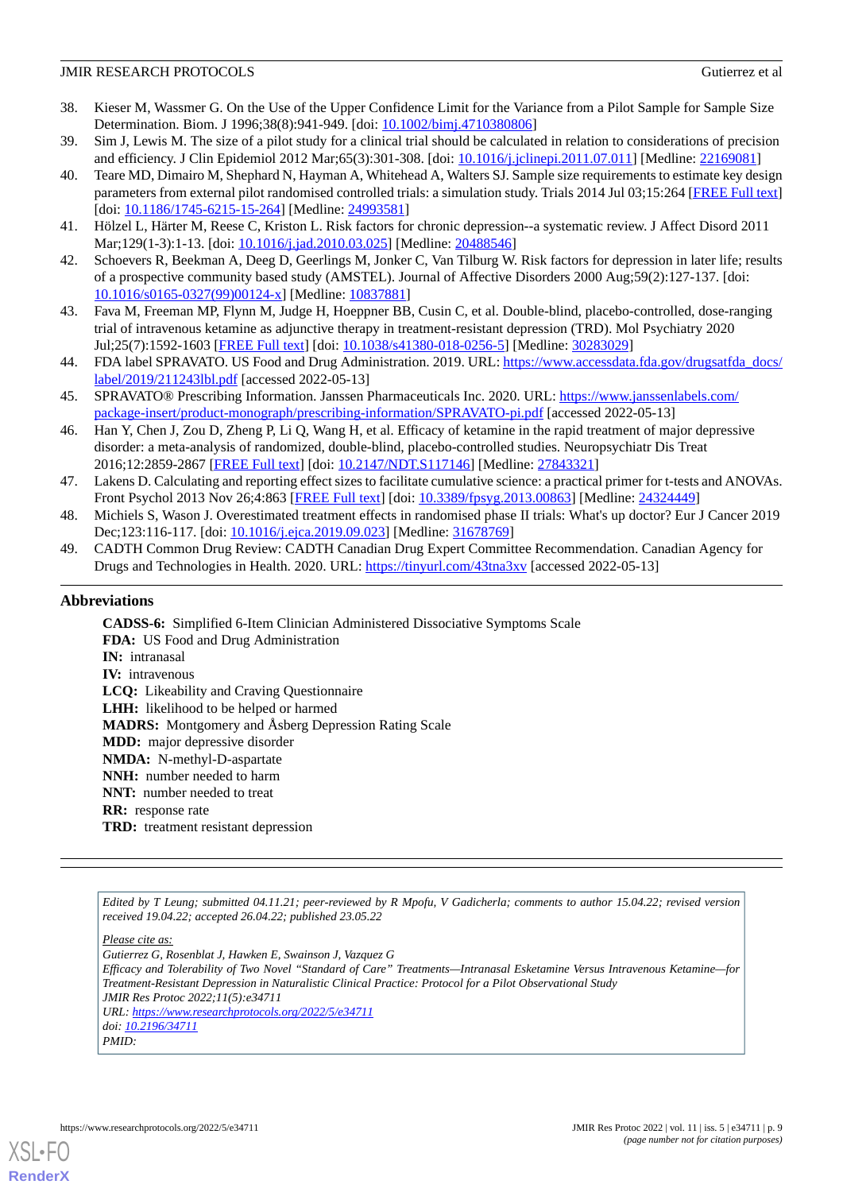38. Kieser M, Wassmer G. On the Use of the Upper Confidence Limit for the Variance from a Pilot Sample for Sample Size Determination. Biom. J 1996;38(8):941-949. [doi: 10.1002/bimj.4710380806]
39. Sim J, Lewis M. The size of a pilot study for a clinical trial should be calculated in relation to considerations of precision and efficiency. J Clin Epidemiol 2012 Mar;65(3):301-308. [doi: 10.1016/j.jclinepi.2011.07.011] [Medline: 22169081]
40. Teare MD, Dimairo M, Shephard N, Hayman A, Whitehead A, Walters SJ. Sample size requirements to estimate key design parameters from external pilot randomised controlled trials: a simulation study. Trials 2014 Jul 03;15:264 [FREE Full text] [doi: 10.1186/1745-6215-15-264] [Medline: 24993581]
41. Hölzel L, Härter M, Reese C, Kriston L. Risk factors for chronic depression--a systematic review. J Affect Disord 2011 Mar;129(1-3):1-13. [doi: 10.1016/j.jad.2010.03.025] [Medline: 20488546]
42. Schoevers R, Beekman A, Deeg D, Geerlings M, Jonker C, Van Tilburg W. Risk factors for depression in later life; results of a prospective community based study (AMSTEL). Journal of Affective Disorders 2000 Aug;59(2):127-137. [doi: 10.1016/s0165-0327(99)00124-x] [Medline: 10837881]
43. Fava M, Freeman MP, Flynn M, Judge H, Hoeppner BB, Cusin C, et al. Double-blind, placebo-controlled, dose-ranging trial of intravenous ketamine as adjunctive therapy in treatment-resistant depression (TRD). Mol Psychiatry 2020 Jul;25(7):1592-1603 [FREE Full text] [doi: 10.1038/s41380-018-0256-5] [Medline: 30283029]
44. FDA label SPRAVATO. US Food and Drug Administration. 2019. URL: https://www.accessdata.fda.gov/drugsatfda_docs/label/2019/211243lbl.pdf [accessed 2022-05-13]
45. SPRAVATO® Prescribing Information. Janssen Pharmaceuticals Inc. 2020. URL: https://www.janssenlabels.com/package-insert/product-monograph/prescribing-information/SPRAVATO-pi.pdf [accessed 2022-05-13]
46. Han Y, Chen J, Zou D, Zheng P, Li Q, Wang H, et al. Efficacy of ketamine in the rapid treatment of major depressive disorder: a meta-analysis of randomized, double-blind, placebo-controlled studies. Neuropsychiatr Dis Treat 2016;12:2859-2867 [FREE Full text] [doi: 10.2147/NDT.S117146] [Medline: 27843321]
47. Lakens D. Calculating and reporting effect sizes to facilitate cumulative science: a practical primer for t-tests and ANOVAs. Front Psychol 2013 Nov 26;4:863 [FREE Full text] [doi: 10.3389/fpsyg.2013.00863] [Medline: 24324449]
48. Michiels S, Wason J. Overestimated treatment effects in randomised phase II trials: What's up doctor? Eur J Cancer 2019 Dec;123:116-117. [doi: 10.1016/j.ejca.2019.09.023] [Medline: 31678769]
49. CADTH Common Drug Review: CADTH Canadian Drug Expert Committee Recommendation. Canadian Agency for Drugs and Technologies in Health. 2020. URL: https://tinyurl.com/43tna3xv [accessed 2022-05-13]

## Abbreviations

**CADSS-6:** Simplified 6-Item Clinician Administered Dissociative Symptoms Scale
**FDA:** US Food and Drug Administration
**IN:** intranasal
**IV:** intravenous
**LCQ:** Likeability and Craving Questionnaire
**LHH:** likelihood to be helped or harmed
**MADRS:** Montgomery and Åsberg Depression Rating Scale
**MDD:** major depressive disorder
**NMDA:** N-methyl-D-aspartate
**NNH:** number needed to harm
**NNT:** number needed to treat
**RR:** response rate
**TRD:** treatment resistant depression

*Edited by T Leung; submitted 04.11.21; peer-reviewed by R Mpofu, V Gadicherla; comments to author 15.04.22; revised version received 19.04.22; accepted 26.04.22; published 23.05.22*

*Please cite as:*
*Gutierrez G, Rosenblat J, Hawken E, Swainson J, Vazquez G*
*Efficacy and Tolerability of Two Novel "Standard of Care" Treatments—Intranasal Esketamine Versus Intravenous Ketamine—for Treatment-Resistant Depression in Naturalistic Clinical Practice: Protocol for a Pilot Observational Study*
*JMIR Res Protoc 2022;11(5):e34711*
*URL: https://www.researchprotocols.org/2022/5/e34711*
*doi: 10.2196/34711*
*PMID:*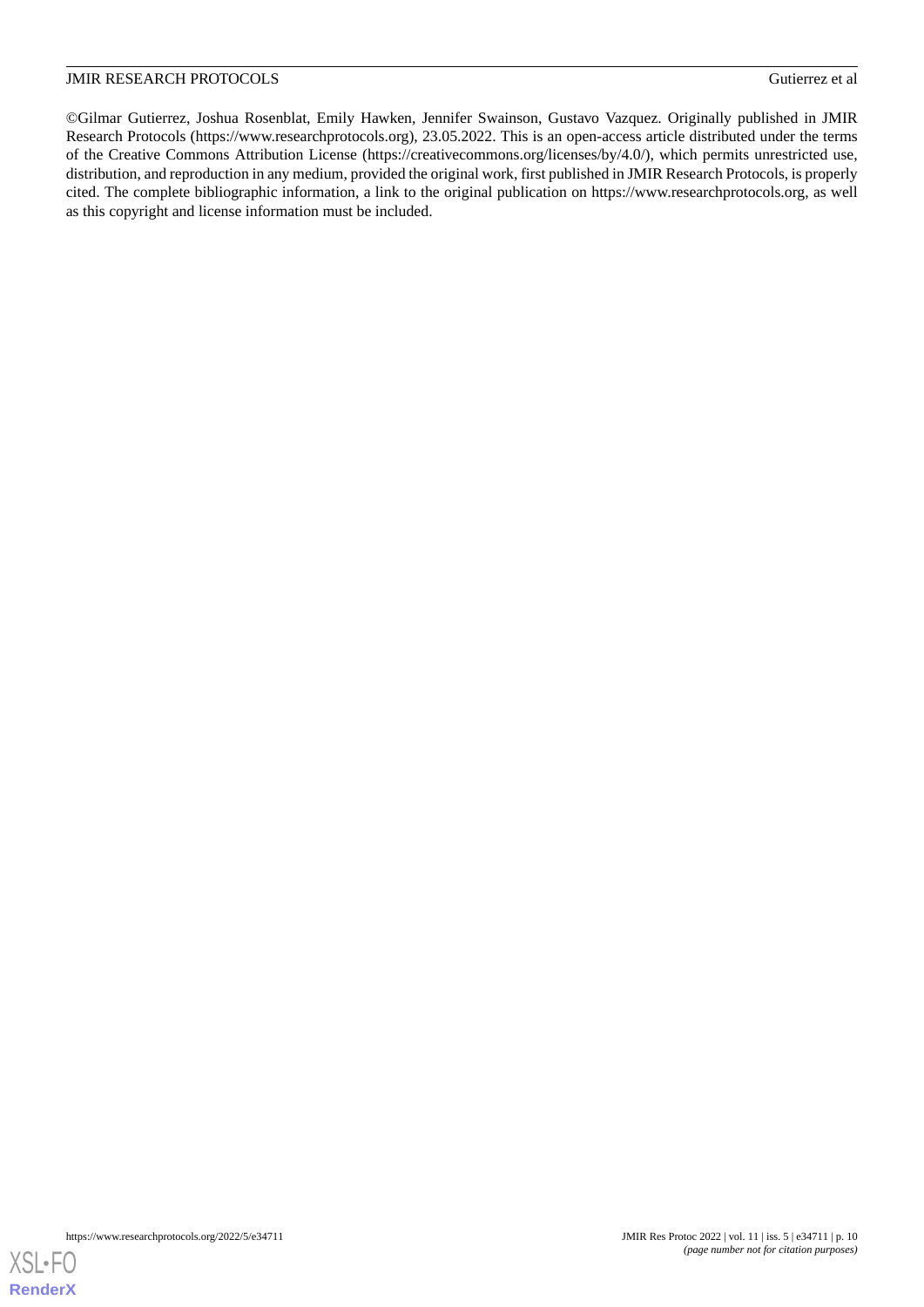©Gilmar Gutierrez, Joshua Rosenblat, Emily Hawken, Jennifer Swainson, Gustavo Vazquez. Originally published in JMIR Research Protocols (https://www.researchprotocols.org), 23.05.2022. This is an open-access article distributed under the terms of the Creative Commons Attribution License (https://creativecommons.org/licenses/by/4.0/), which permits unrestricted use, distribution, and reproduction in any medium, provided the original work, first published in JMIR Research Protocols, is properly cited. The complete bibliographic information, a link to the original publication on https://www.researchprotocols.org, as well as this copyright and license information must be included.